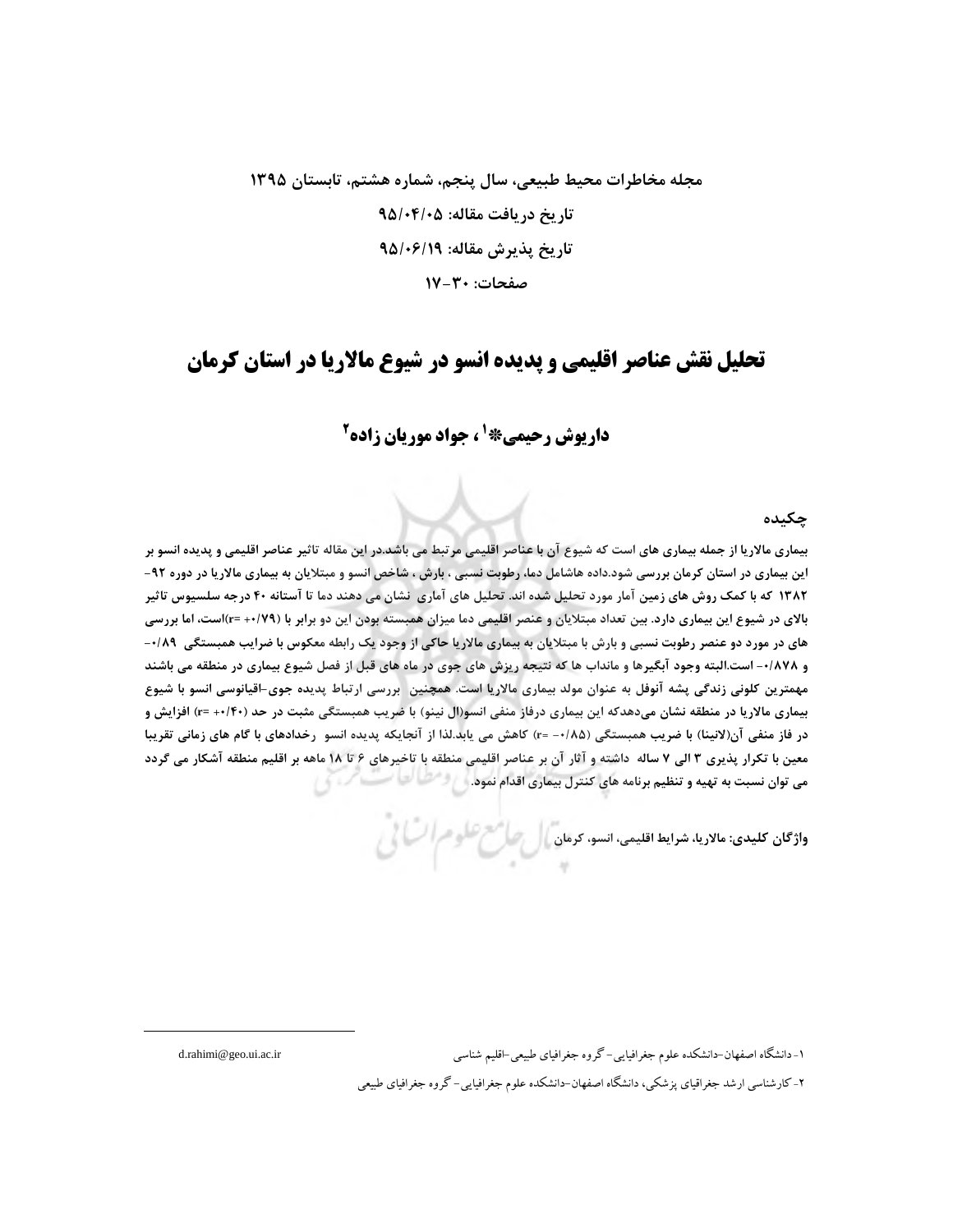مجله مخاطرات محیط طبیعی، سال پنجم، شماره هشتم، تابستان ۱۳۹۵

تاریخ دریافت مقاله: ۹۵/۰۴/۰۵

تاریخ پذیرش مقاله: ۹۵/۰۶/۱۹

صفحات: ۳۰-۱۷

# تحلیل نقش عناصر اقلیمی و پدیده انسو در شیوع مالاریا در استان کرمان

**داریوش رحیمی*[1] ، جواد موریان زاده[2]**

## چکیده

بیماری مالاریا از جمله بیماری های است که شیوع آن با عناصر اقلیمی مرتبط می باشد.در این مقاله تاثیر عناصر اقلیمی و پدیده انسو بر این بیماری در استان کرمان بررسی شود.داده هاشامل دما، رطوبت نسبی ، بارش ، شاخص انسو و مبتلایان به بیماری مالاریا در دوره ۹۲-۱۳۸۲ که با کمک روش های زمین آمار مورد تحلیل شده اند. تحلیل های آماری نشان می دهند دما تا آستانه ۴۰ درجه سلسیوس تاثیر بالای در شیوع این بیماری دارد. بین تعداد مبتلایان و عنصر اقلیمی دما میزان همبسته بودن این دو برابر با (r= +۰/۷۹)است، اما بررسی های در مورد دو عنصر رطوبت نسبی و بارش با مبتلایان به بیماری مالاریا حاکی از وجود یک رابطه معکوس با ضرایب همبستگی ۰/۸۹- و ۰/۸۷۸- است.البته وجود آبگیرها و منداب ها که نتیجه ریزش های جوی در ماه های قبل از فصل شیوع بیماری در منطقه می باشند مهمترین کلونی زندگی پشه آنوفل به عنوان مولد بیماری مالاریا است. همچنین بررسی ارتباط پدیده جوی-اقیانوسی انسو با شیوع بیماری مالاریا در منطقه نشان می‌دهدکه این بیماری درفاز منفی انسو(ال نینو) با ضریب همبستگی مثبت در حد (r= +۰/۴۰) افزایش و در فاز منفی آن(لانینا) با ضریب همبستگی (r= -۰/۸۵) کاهش می یابد.لذا از آنجایکه پدیده انسو رخدادهای با گام های زمانی تقریبا معین با تکرار پذیری ۳ الی ۷ ساله داشته و آثار آن بر عناصر اقلیمی منطقه با تاخیرهای ۶ تا ۱۸ ماهه بر اقلیم منطقه آشکار می گردد می توان نسبت به تهیه و تنظیم برنامه های کنترل بیماری اقدام نمود.

**واژگان کلیدی:** مالاریا، شرایط اقلیمی، انسو، کرمان

---

[1] - دانشگاه اصفهان-دانشکده علوم جغرافیایی- گروه جغرافیای طبیعی-اقلیم شناسی d.rahimi@geo.ui.ac.ir

[2] - کارشناسی ارشد جغرافیای پزشکی، دانشگاه اصفهان-دانشکده علوم جغرافیایی- گروه جغرافیای طبیعی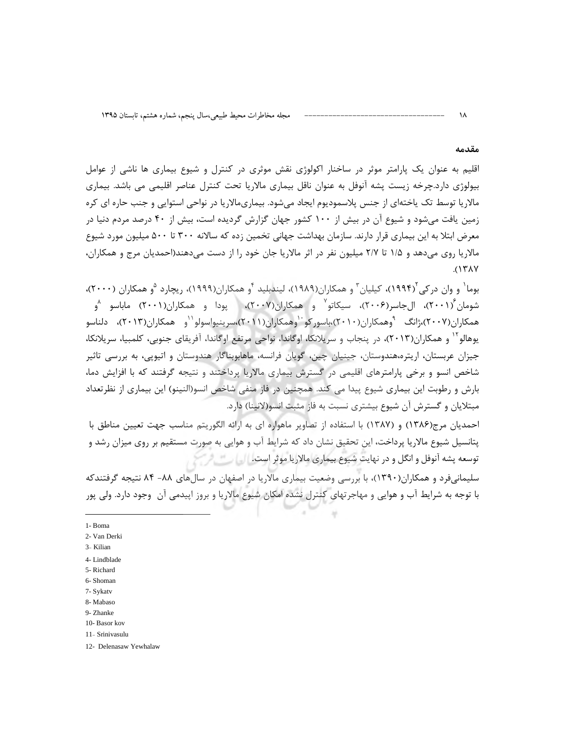## مقدمه

اقلیم به عنوان یک پارامتر موثر در ساختار اکولوژی نقش موثری در کنترل و شیوع بیماری ها ناشی از عوامل بیولوژی دارد.چرخه زیست پشه آنوفل به عنوان ناقل بیماری مالاریا تحت کنترل عناصر اقلیمی می باشد. بیماری مالاریا توسط تک یاخته‌ای از جنس پلاسمودیوم ایجاد می‌شود. بیماری‌مالاریا در نواحی استوایی و جنب حاره ای کره زمین یافت می‌شود و شیوع آن در بیش از ۱۰۰ کشور جهان گزارش گردیده است، بیش از ۴۰ درصد مردم دنیا در معرض ابتلا به این بیماری قرار دارند. سازمان بهداشت جهانی تخمین زده که سالانه ۳۰۰ تا ۵۰۰ میلیون مورد شیوع مالاریا روی می‌دهد و ۱/۵ تا ۲/۷ میلیون نفر در اثر مالاریا جان خود را از دست می‌دهند(احمدیان مرج و همکاران، ۱۳۸۷).

بوما[1] و وان درکی[2](۱۹۹۴)، کیلیان[3] و همکاران(۱۹۸۹)، لیندبلید [4]و همکاران(۱۹۹۹)، ریچارد [5]و همکاران (۲۰۰۰)، شومان[6](۲۰۰۱)، ال‌جاسر(۲۰۰۶)، سیکاتو[7] و همکاران(۲۰۰۷)، پودا و همکاران(۲۰۰۱) ماباسو [8]و همکاران(۲۰۰۷)،ژانگ [9]وهمکاران(۲۰۱۰)،باسورکو[10]وهمکاران(۲۰۱۱)،سرینیواسولو[11]و همکاران(۲۰۱۳)، دلناسو یوهالو[12] و همکاران(۲۰۱۳)، در پنجاب و سریلانکا، اوگاندا، نواحی مرتفع اوگاندا، آفریقای جنوبی، کلمبیا، سریلانکا، جیزان عربستان، اریتره،هندوستان، جینیان چین، گویان فرانسه، ماهابویناگار هندوستان و اتیوپی، به بررسی تاثیر شاخص انسو و برخی پارامترهای اقلیمی در گسترش بیماری مالاریا پرداختند و نتیجه گرفتند که با افزایش دما، بارش و رطوبت این بیماری شیوع پیدا می کند. همچنین در فاز منفی شاخص انسو(النینو) این بیماری از نظرتعداد مبتلایان و گسترش آن شیوع بیشتری نسبت به فاز مثبت انسو(لانینا) دارد.

احمدیان مرج(۱۳۸۶) و (۱۳۸۷) با استفاده از تصاویر ماهواره ای به ارائه الگوریتم مناسب جهت تعیین مناطق با پتانسیل شیوع مالاریا پرداخت، این تحقیق نشان داد که شرایط آب و هوایی به صورت مستقیم بر روی میزان رشد و توسعه پشه آنوفل و انگل و در نهایت شیوع بیماری مالاریا موثر است.

سلیمانی‌فرد و همکاران(۱۳۹۰)، با بررسی وضعیت بیماری مالاریا در اصفهان در سال‌های ۸۸- ۸۴ نتیجه گرفتندکه با توجه به شرایط آب و هوایی و مهاجرتهای کنترل نشده امکان شیوع مالاریا و بروز اپیدمی آن وجود دارد. ولی پور

---

1- Boma
2- Van Derki
3- Kilian
4- Lindblade
5- Richard
6- Shoman
7- Sykatv
8- Mabaso
9- Zhanke
10- Basor kov
11- Srinivasulu
12- Delenasaw Yewhalaw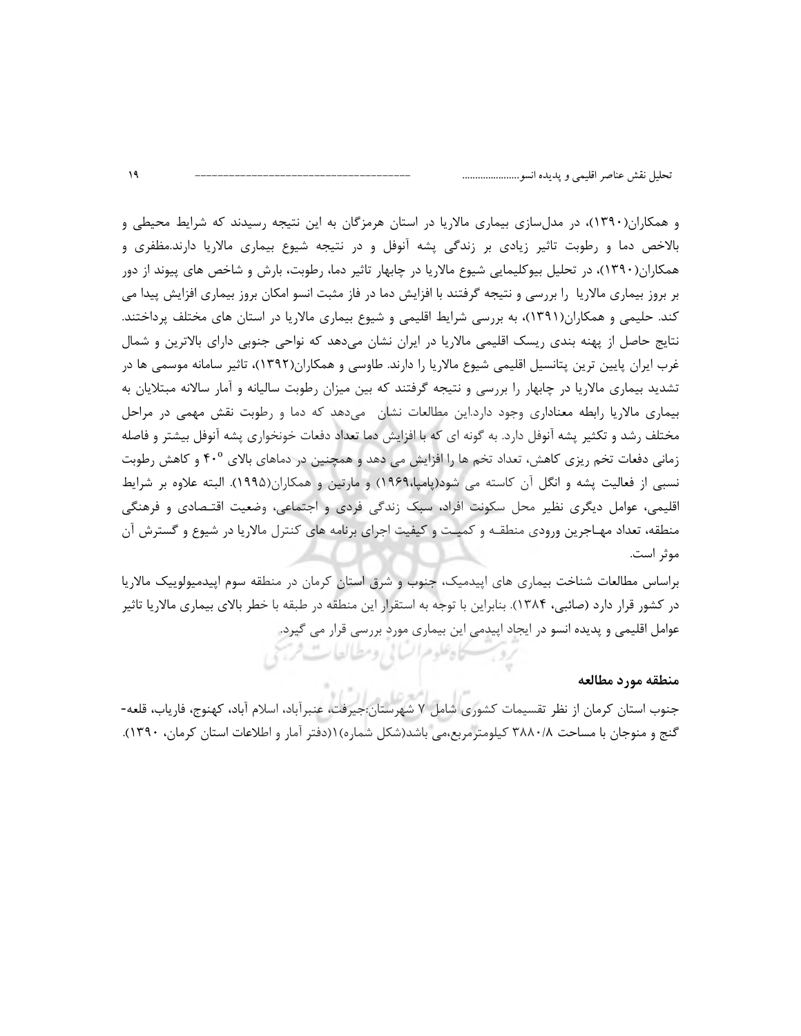و همکاران(۱۳۹۰)، در مدل‌سازی بیماری مالاریا در استان هرمزگان به این نتیجه رسیدند که شرایط محیطی و بالاخص دما و رطوبت تاثیر زیادی بر زندگی پشه آنوفل و در نتیجه شیوع بیماری مالاریا دارند.مظفری و همکاران(۱۳۹۰)، در تحلیل بیوکلیمایی شیوع مالاریا در چابهار تاثیر دما، رطوبت، بارش و شاخص های پیوند از دور بر بروز بیماری مالاریا را بررسی و نتیجه گرفتند با افزایش دما در فاز مثبت انسو امکان بروز بیماری افزایش پیدا می کند. حلیمی و همکاران(۱۳۹۱)، به بررسی شرایط اقلیمی و شیوع بیماری مالاریا در استان های مختلف پرداختند. نتایج حاصل از پهنه بندی ریسک اقلیمی مالاریا در ایران نشان می‌دهد که نواحی جنوبی دارای بالاترین و شمال غرب ایران پایین ترین پتانسیل اقلیمی شیوع مالاریا را دارند. طاوسی و همکاران(۱۳۹۲)، تاثیر سامانه موسمی ها در تشدید بیماری مالاریا در چابهار را بررسی و نتیجه گرفتند که بین میزان رطوبت سالیانه و آمار سالانه مبتلایان به بیماری مالاریا رابطه معناداری وجود دارد.این مطالعات نشان می‌دهد که دما و رطوبت نقش مهمی در مراحل مختلف رشد و تکثیر پشه آنوفل دارد. به گونه ای که با افزایش دما تعداد دفعات خونخواری پشه آنوفل بیشتر و فاصله زمانی دفعات تخم ریزی کاهش، تعداد تخم ها را افزایش می دهد و همچنین در دماهای بالای $40^{o}$ و کاهش رطوبت نسبی از فعالیت پشه و انگل آن کاسته می شود(پامپا،۱۹۶۹) و مارتین و همکاران(۱۹۹۵). البته علاوه بر شرایط اقلیمی، عوامل دیگری نظیر محل سکونت افراد، سبک زندگی فردی و اجتماعی، وضعیت اقتصادی و فرهنگی منطقه، تعداد مهاجرین ورودی منطقه و کمیت و کیفیت اجرای برنامه های کنترل مالاریا در شیوع و گسترش آن موثر است.

براساس مطالعات شناخت بیماری های اپیدمیک، جنوب و شرق استان کرمان در منطقه سوم اپیدمیولوییک مالاریا در کشور قرار دارد (صائبی، ۱۳۸۴). بنابراین با توجه به استقرار این منطقه در طبقه با خطر بالای بیماری مالاریا تاثیر عوامل اقلیمی و پدیده انسو در ایجاد اپیدمی این بیماری مورد بررسی قرار می گیرد.

## منطقه مورد مطالعه

جنوب استان کرمان از نظر تقسیمات کشوری شامل ۷ شهرستان:جیرفت، عنبرآباد، اسلام آباد، کهنوج، فاریاب، قلعه-گنج و منوجان با مساحت ۳۸۸۰/۸ کیلومترمربع،می باشد(شکل شماره)۱(دفتر آمار و اطلاعات استان کرمان، ۱۳۹۰).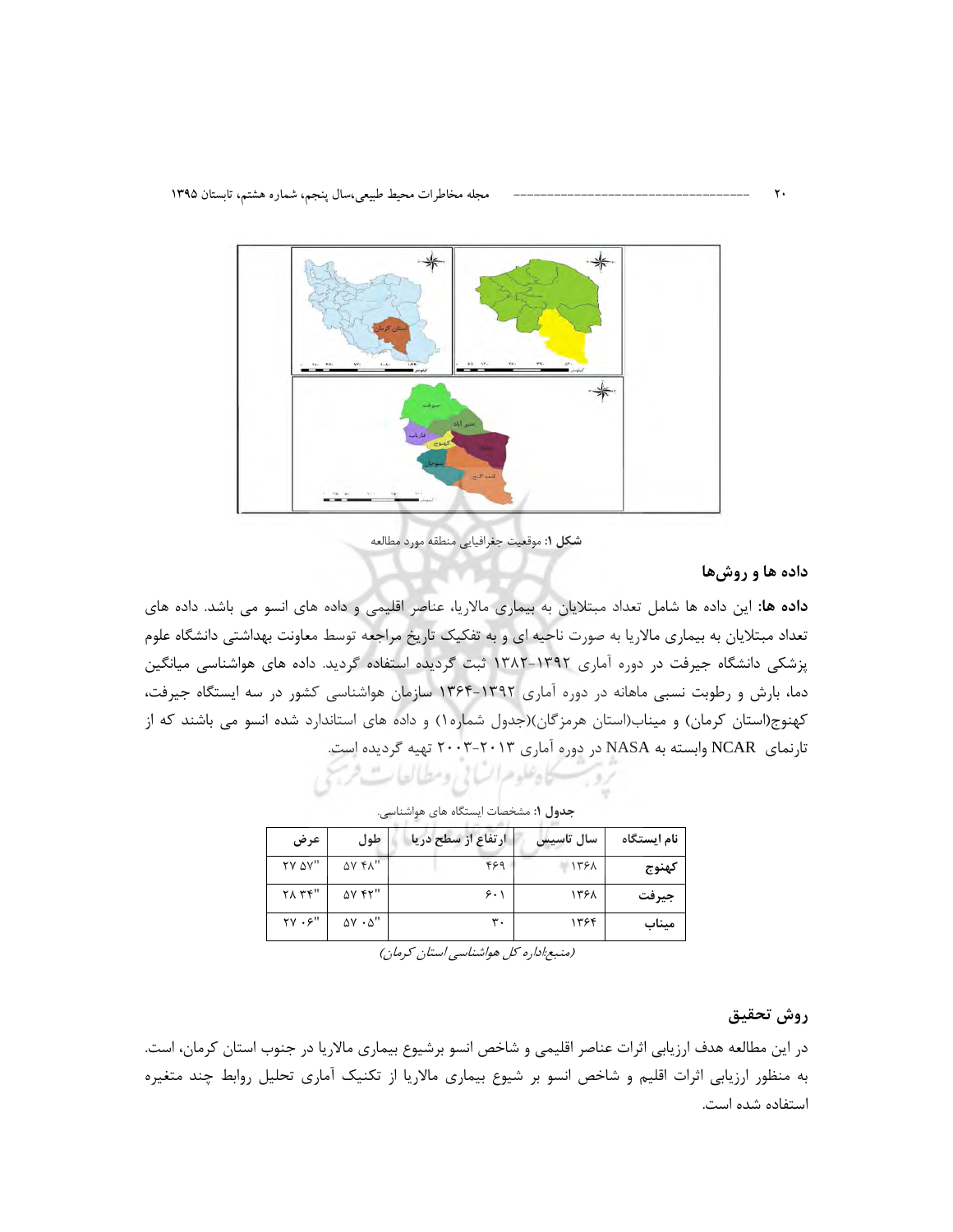**شکل ۱:** موقعیت جغرافیایی منطقه مورد مطالعه

## داده ها و روش‌ها

**داده ها:** این داده ها شامل تعداد مبتلایان به بیماری مالاریا، عناصر اقلیمی و داده های انسو می باشد. داده های تعداد مبتلایان به بیماری مالاریا به صورت ناحیه ای و به تفکیک تاریخ مراجعه توسط معاونت بهداشتی دانشگاه علوم پزشکی دانشگاه جیرفت در دوره آماری ۱۳۹۲-۱۳۸۲ ثبت گردیده استفاده گردید. داده های هواشناسی میانگین دما، بارش و رطوبت نسبی ماهانه در دوره آماری ۱۳۹۲-۱۳۶۴ سازمان هواشناسی کشور در سه ایستگاه جیرفت، کهنوج(استان کرمان) و میناب(استان هرمزگان)(جدول شماره۱) و داده های استاندارد شده انسو می باشند که از تارنمای NCAR وابسته به NASA در دوره آماری ۲۰۱۳-۲۰۰۳ تهیه گردیده است.

**جدول ۱:** مشخصات ایستگاه های هواشناسی.

| نام ایستگاه | سال تاسیس | ارتفاع از سطح دریا | طول | عرض |
|---|---|---|---|---|
| کهنوج | ۱۳۶۸ | ۴۶۹ | "۵۷ ۴۸ | "۲۷ ۵۷ |
| جیرفت | ۱۳۶۸ | ۶۰۱ | "۵۷ ۴۲ | "۲۸ ۳۴ |
| میناب | ۱۳۶۴ | ۳۰ | "۵۷ ۰۵ | "۲۷ ۰۶ |

*(منبع:اداره کل هواشناسی استان کرمان)*

## روش تحقیق

در این مطالعه هدف ارزیابی اثرات عناصر اقلیمی و شاخص انسو برشیوع بیماری مالاریا در جنوب استان کرمان، است. به منظور ارزیابی اثرات اقلیم و شاخص انسو بر شیوع بیماری مالاریا از تکنیک آماری تحلیل روابط چند متغیره استفاده شده است.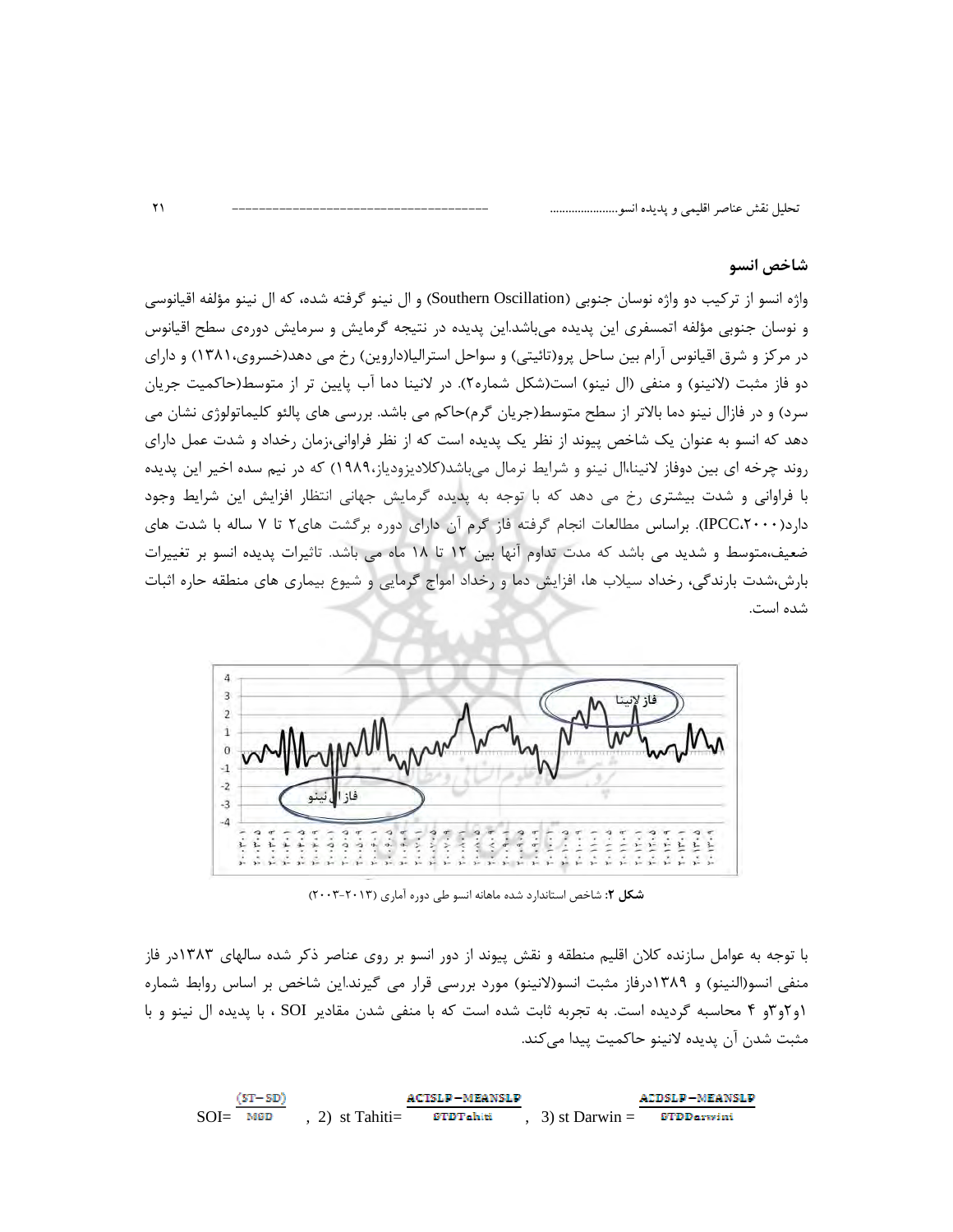## شاخص انسو

واژه انسو از ترکیب دو واژه نوسان جنوبی (Southern Oscillation) و ال نینو گرفته شده، که ال نینو مؤلفه اقیانوسی و نوسان جنوبی مؤلفه اتمسفری این پدیده می‌باشد.این پدیده در نتیجه گرمایش و سرمایش دوره‌ی سطح اقیانوس در مرکز و شرق اقیانوس آرام بین ساحل پرو(تائیتی) و سواحل استرالیا(داروین) رخ می دهد(خسروی،۱۳۸۱) و دارای دو فاز مثبت (لانینو) و منفی (ال نینو) است(شکل شماره۲). در لانینا دما آب پایین تر از متوسط(حاکمیت جریان سرد) و در فازال نینو دما بالاتر از سطح متوسط(جریان گرم)حاکم می باشد. بررسی های پالئو کلیماتولوژی نشان می دهد که انسو به عنوان یک شاخص پیوند از نظر یک پدیده است که از نظر فراوانی،زمان رخداد و شدت عمل دارای روند چرخه ای بین دوفاز لانینا،ال نینو و شرایط نرمال می‌باشد(کلادیزودیاز،۱۹۸۹) که در نیم سده اخیر این پدیده با فراوانی و شدت بیشتری رخ می دهد که با توجه به پدیده گرمایش جهانی انتظار افزایش این شرایط وجود دارد(IPCC،۲۰۰۰). براساس مطالعات انجام گرفته فاز گرم آن دارای دوره برگشت های۲ تا ۷ ساله با شدت های ضعیف،متوسط و شدید می باشد که مدت تداوم آنها بین ۱۲ تا ۱۸ ماه می باشد. تاثیرات پدیده انسو بر تغییرات بارش،شدت بارندگی، رخداد سیلاب ها، افزایش دما و رخداد امواج گرمایی و شیوع بیماری های منطقه حاره اثبات شده است.

**شکل ۲:** شاخص استاندارد شده ماهانه انسو طی دوره آماری (۲۰۱۳-۲۰۰۳)

با توجه به عوامل سازنده کلان اقلیم منطقه و نقش پیوند از دور انسو بر روی عناصر ذکر شده سالهای ۱۳۸۳در فاز منفی انسو(النینو) و ۱۳۸۹درفاز مثبت انسو(لانینو) مورد بررسی قرار می گیرند.این شاخص بر اساس روابط شماره ۱و۲و۳و ۴ محاسبه گردیده است. به تجربه ثابت شده است که با منفی شدن مقادیر SOI ، با پدیده ال نینو و با مثبت شدن آن پدیده لانینو حاکمیت پیدا می‌کند.

$$SOI=\frac{(ST-SD)}{MSD} \quad , 2)\ st\ Tahiti=\frac{ACTSLP-MEANSLP}{STDTahiti} \quad , 3)\ st\ Darwin=\frac{ACDSLP-MEANSLP}{STDDarwini}$$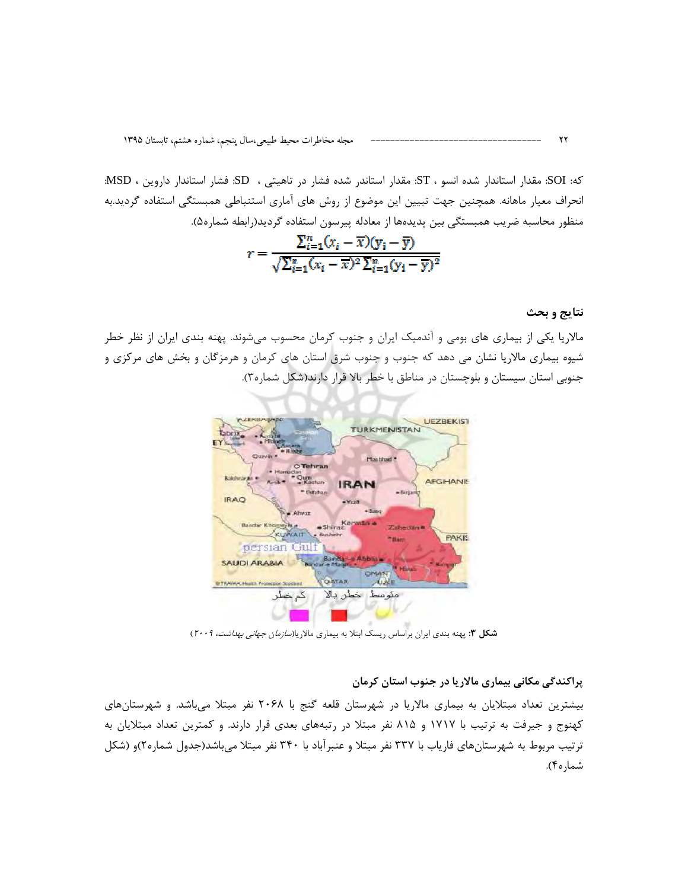که: SOI: مقدار استاندار شده انسو ، ST: مقدار استاندر شده فشار در تاهیتی ، SD: فشار استاندار داروین ، MSD: انحراف معیار ماهانه. همچنین جهت تبیین این موضوع از روش های آماری استنباطی همبستگی استفاده گردید.به منظور محاسبه ضریب همبستگی بین پدیده‌ها از معادله پیرسون استفاده گردید(رابطه شماره۵).

$$r = \frac{\sum_{i=1}^{n}(x_i - \overline{x})(y_i - \overline{y})}{\sqrt{\sum_{i=1}^{n}(x_i - \overline{x})^2 \sum_{i=1}^{n}(y_i - \overline{y})^2}}$$

## نتایج و بحث

مالاریا یکی از بیماری های بومی و آندمیک ایران و جنوب کرمان محسوب می‌شوند. پهنه بندی ایران از نظر خطر شیوه بیماری مالاریا نشان می دهد که جنوب و جنوب شرق استان های کرمان و هرمزگان و بخش های مرکزی و جنوبی استان سیستان و بلوچستان در مناطق با خطر بالا قرار دارند(شکل شماره۳).

متوسط خطر بالا کم خطر

**شکل ۳**: پهنه بندی ایران براساس ریسک ابتلا به بیماری مالاریا(*سازمان جهانی بهداشت، ۲۰۰۹*)

### پراکندگی مکانی بیماری مالاریا در جنوب استان کرمان

بیشترین تعداد مبتلایان به بیماری مالاریا در شهرستان قلعه گنج با ۲۰۶۸ نفر مبتلا می‌باشد. و شهرستان‌های کهنوج و جیرفت به ترتیب با ۱۷۱۷ و ۸۱۵ نفر مبتلا در رتبه‌های بعدی قرار دارند. و کمترین تعداد مبتلایان به ترتیب مربوط به شهرستان‌های فاریاب با ۳۳۷ نفر مبتلا و عنبرآباد با ۳۴۰ نفر مبتلا می‌باشد(جدول شماره۲)و (شکل شماره۴).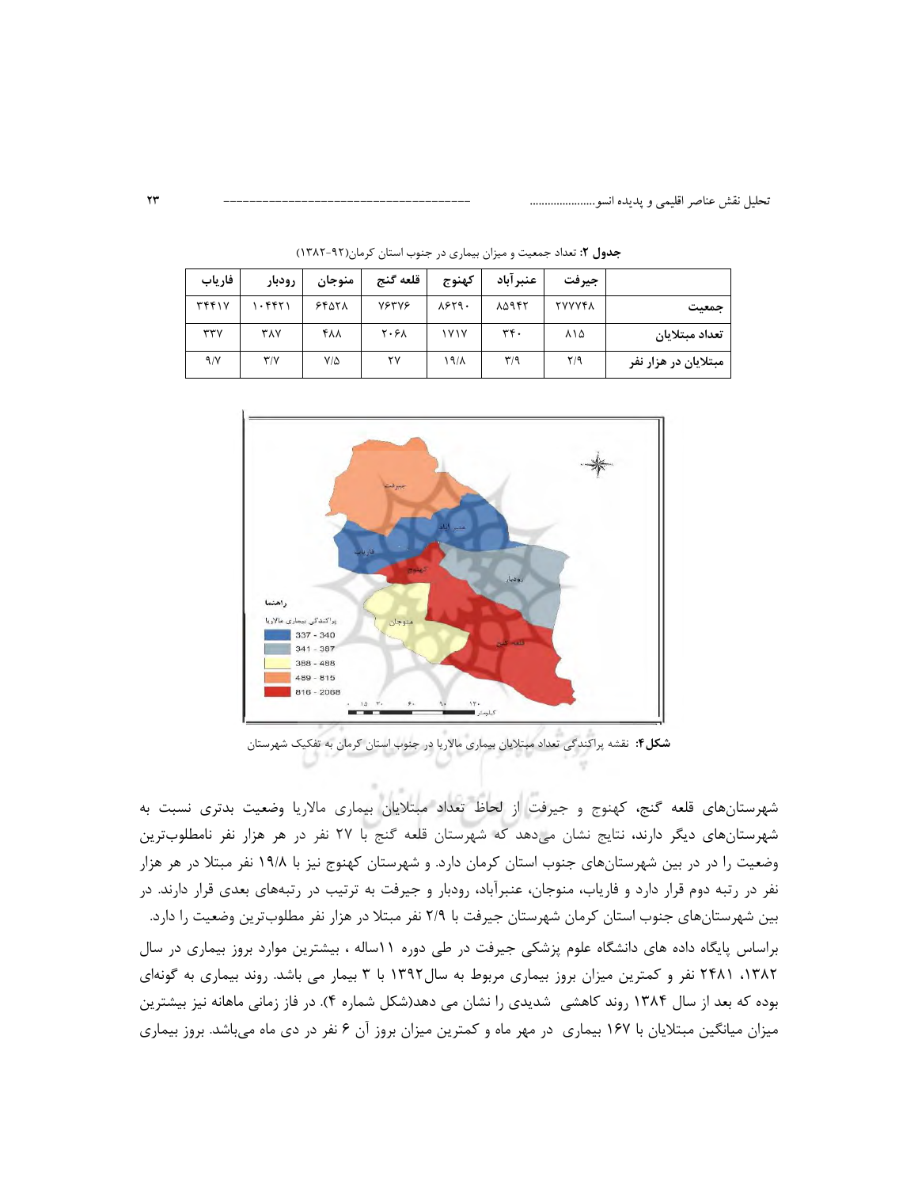**جدول ۲:** تعداد جمعیت و میزان بیماری در جنوب استان کرمان(۹۲-۱۳۸۲)

| | جیرفت | عنبرآباد | کهنوج | قلعه گنج | منوجان | رودبار | فاریاب |
|---|---|---|---|---|---|---|---|
| جمعیت | ۲۷۷۷۴۸ | ۸۵۹۴۲ | ۸۶۲۹۰ | ۷۶۳۷۶ | ۶۴۵۲۸ | ۱۰۴۴۲۱ | ۳۴۴۱۷ |
| تعداد مبتلایان | ۸۱۵ | ۳۴۰ | ۱۷۱۷ | ۲۰۶۸ | ۴۸۸ | ۳۸۷ | ۳۳۷ |
| مبتلایان در هزار نفر | ۲/۹ | ۳/۹ | ۱۹/۸ | ۲۷ | ۷/۵ | ۳/۷ | ۹/۷ |

**شکل۴:** نقشه پراکندگی تعداد مبتلایان بیماری مالاریا در جنوب استان کرمان به تفکیک شهرستان

شهرستان‌های قلعه گنج، کهنوج و جیرفت از لحاظ تعداد مبتلایان بیماری مالاریا وضعیت بدتری نسبت به شهرستان‌های دیگر دارند، نتایج نشان می‌دهد که شهرستان قلعه گنج با ۲۷ نفر در هر هزار نفر نامطلوب‌ترین وضعیت را در در بین شهرستان‌های جنوب استان کرمان دارد. و شهرستان کهنوج نیز با ۱۹/۸ نفر مبتلا در هر هزار نفر در رتبه دوم قرار دارد و فاریاب، منوجان، عنبرآباد، رودبار و جیرفت به ترتیب در رتبه‌های بعدی قرار دارند. در بین شهرستان‌های جنوب استان کرمان شهرستان جیرفت با ۲/۹ نفر مبتلا در هزار نفر مطلوب‌ترین وضعیت را دارد.

براساس پایگاه داده های دانشگاه علوم پزشکی جیرفت در طی دوره ۱۱ساله ، بیشترین موارد بروز بیماری در سال ۱۳۸۲، ۲۴۸۱ نفر و کمترین میزان بروز بیماری مربوط به سال۱۳۹۲ با ۳ بیمار می باشد. روند بیماری به گونه‌ای بوده که بعد از سال ۱۳۸۴ روند کاهشی شدیدی را نشان می دهد(شکل شماره ۴). در فاز زمانی ماهانه نیز بیشترین میزان میانگین مبتلایان با ۱۶۷ بیماری در مهر ماه و کمترین میزان بروز آن ۶ نفر در دی ماه می‌باشد. بروز بیماری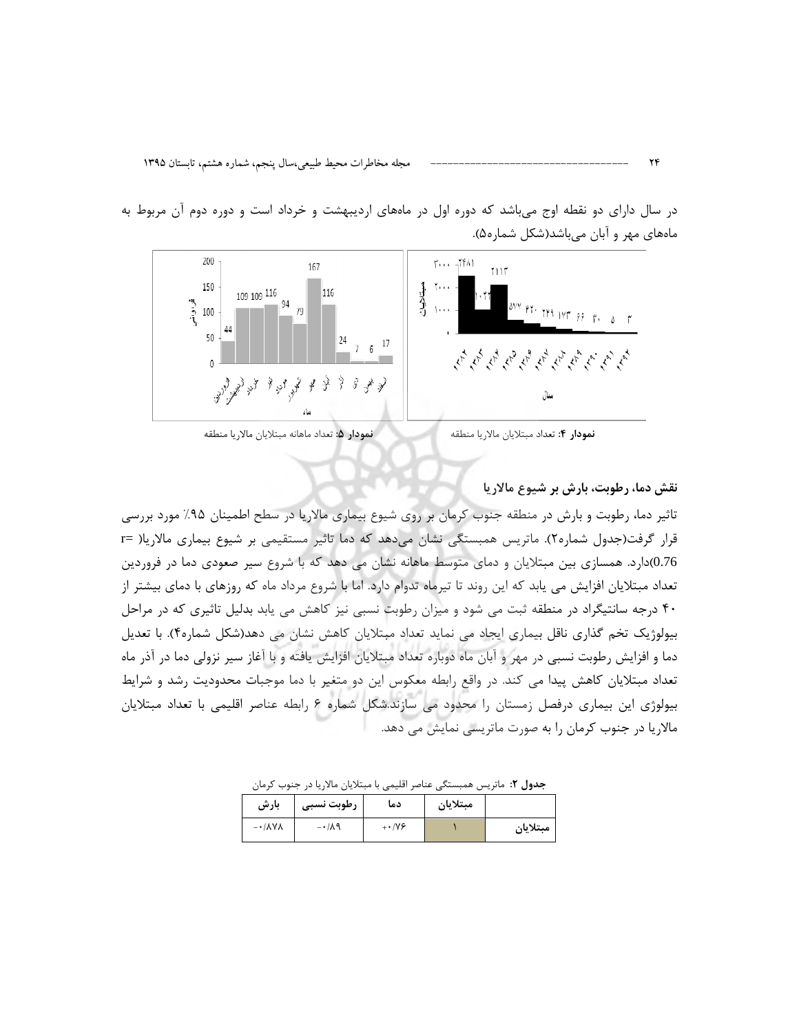در سال دارای دو نقطه اوج می‌باشد که دوره اول در ماههای اردیبهشت و خرداد است و دوره دوم آن مربوط به ماههای مهر و آبان می‌باشد(شکل شماره۵).

**نمودار ۴:** تعداد مبتلایان مالاریا منطقه

**نمودار ۵:** تعداد ماهانه مبتلایان مالاریا منطقه

## نقش دما، رطوبت، بارش بر شیوع مالاریا

تاثیر دما، رطوبت و بارش در منطقه جنوب کرمان بر روی شیوع بیماری مالاریا در سطح اطمینان ۹۵٪ مورد بررسی قرار گرفت(جدول شماره۲). ماتریس همبستگی نشان می‌دهد که دما تاثیر مستقیمی بر شیوع بیماری مالاریا( r= 0.76)دارد. همسازی بین مبتلایان و دمای متوسط ماهانه نشان می دهد که با شروع سیر صعودی دما در فروردین تعداد مبتلایان افزایش می یابد که این روند تا تیرماه تدوام دارد. اما با شروع مرداد ماه که روزهای با دمای بیشتر از ۴۰ درجه سانتیگراد در منطقه ثبت می شود و میزان رطوبت نسبی نیز کاهش می یابد بدلیل تاثیری که در مراحل بیولوژیک تخم گذاری ناقل بیماری ایجاد می نماید تعداد مبتلایان کاهش نشان می دهد(شکل شماره۴). با تعدیل دما و افزایش رطوبت نسبی در مهر و آبان ماه دوباره تعداد مبتلایان افزایش یافته و با آغاز سیر نزولی دما در آذر ماه تعداد مبتلایان کاهش پیدا می کند. در واقع رابطه معکوس این دو متغیر با دما موجبات محدودیت رشد و شرایط بیولوژی این بیماری درفصل زمستان را محدود می سازند.شکل شماره ۶ رابطه عناصر اقلیمی با تعداد مبتلایان مالاریا در جنوب کرمان را به صورت ماتریسی نمایش می دهد.

**جدول ۲:** ماتریس همبستگی عناصر اقلیمی با مبتلایان مالاریا در جنوب کرمان

| | مبتلایان | دما | رطوبت نسبی | بارش |
|---|---|---|---|---|
| مبتلایان | ۱ | +۰/۷۶ | -۰/۸۹ | -۰/۸۷۸ |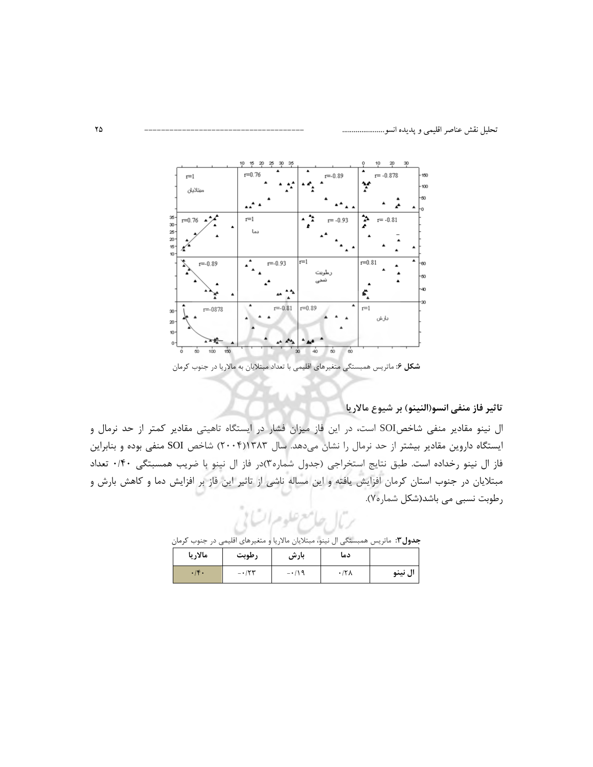**شکل ۶**: ماتریس همبستگی متغیرهای اقلیمی با تعداد مبتلایان به مالاریا در جنوب کرمان

### تاثیر فاز منفی انسو(النینو) بر شیوع مالاریا

ال نینو مقادیر منفی شاخصSOI است، در این فاز میزان فشار در ایستگاه تاهیتی مقادیر کمتر از حد نرمال و ایستگاه داروین مقادیر بیشتر از حد نرمال را نشان می‌دهد. سال ۱۳۸۳(۲۰۰۴) شاخص SOI منفی بوده و بنابراین فاز ال نینو رخداده است. طبق نتایج استخراجی (جدول شماره۳)در فاز ال نینو با ضریب همبستگی ۰/۴۰ تعداد مبتلایان در جنوب استان کرمان افزایش یافته و این مساله ناشی از تاثیر این فاز بر افزایش دما و کاهش بارش و رطوبت نسبی می باشد(شکل شماره۷).

**جدول۳**: ماتریس همبستگی ال نینو، مبتلایان مالاریا و متغیرهای اقلیمی در جنوب کرمان

| | دما | بارش | رطوبت | مالاریا |
|---|---|---|---|---|
| **ال نینو** | ۰/۲۸ | -۰/۱۹ | -۰/۲۳ | ۰/۴۰ |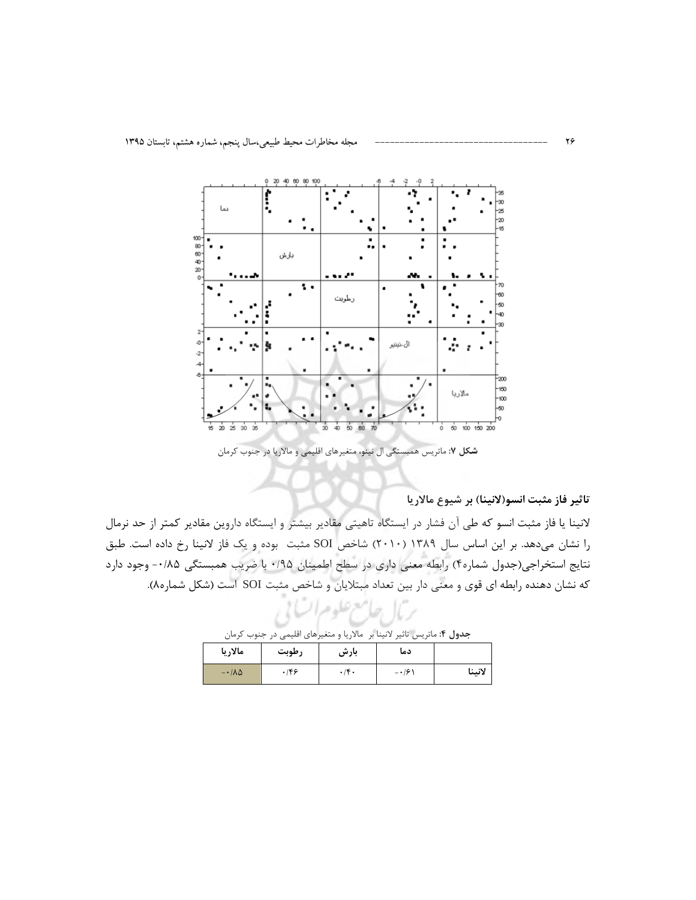شکل ۷: ماتریس همبستگی ال نینو، متغیرهای اقلیمی و مالاریا در جنوب کرمان

### تاثیر فاز مثبت انسو(لانینا) بر شیوع مالاریا

لانینا یا فاز مثبت انسو که طی آن فشار در ایستگاه تاهیتی مقادیر بیشتر و ایستگاه داروین مقادیر کمتر از حد نرمال را نشان می‌دهد. بر این اساس سال ۱۳۸۹ (۲۰۱۰) شاخص SOI مثبت بوده و یک فاز لانینا رخ داده است. طبق نتایج استخراجی(جدول شماره۴) رابطه معنی داری در سطح اطمینان ۰/۹۵ با ضریب همبستگی ۰/۸۵- وجود دارد که نشان دهنده رابطه ای قوی و معنی دار بین تعداد مبتلایان و شاخص مثبت SOI است (شکل شماره۸).

جدول ۴: ماتریس تاثیر لانینا بر مالاریا و متغیرهای اقلیمی در جنوب کرمان

| | دما | بارش | رطوبت | مالاریا |
|---|---|---|---|---|
| لانینا | -۰/۶۱ | ۰/۴۰ | ۰/۴۶ | -۰/۸۵ |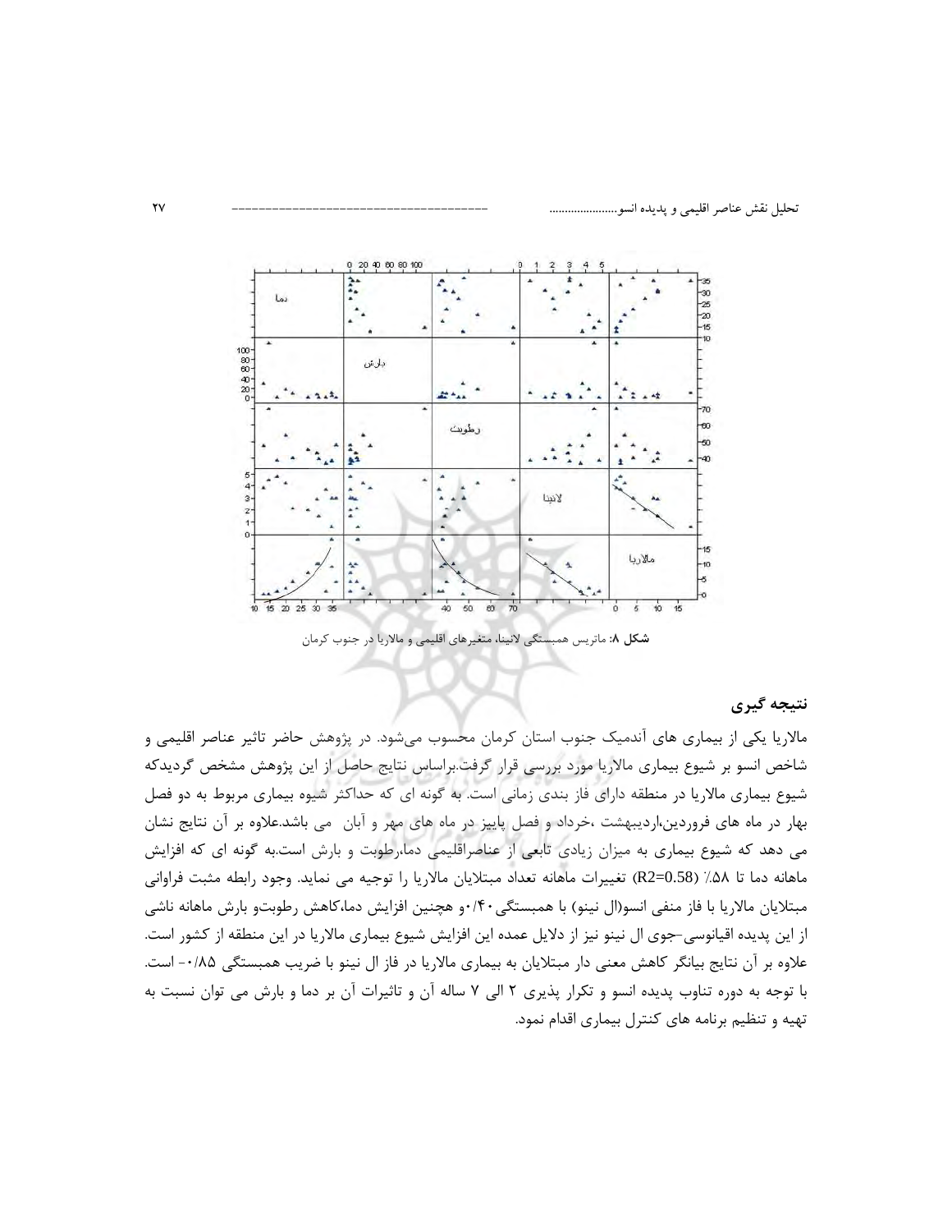شکل ۸: ماتریس همبستگی لانینا، متغیرهای اقلیمی و مالاریا در جنوب کرمان

## نتیجه گیری

مالاریا یکی از بیماری های آندمیک جنوب استان کرمان محسوب می‌شود. در پژوهش حاضر تاثیر عناصر اقلیمی و شاخص انسو بر شیوع بیماری مالاریا مورد بررسی قرار گرفت.براساس نتایج حاصل از این پژوهش مشخص گردیدکه شیوع بیماری مالاریا در منطقه دارای فاز بندی زمانی است. به گونه ای که حداکثر شیوه بیماری مربوط به دو فصل بهار در ماه های فروردین،اردیبهشت ،خرداد و فصل پاییز در ماه های مهر و آبان  می باشد.علاوه بر آن نتایج نشان می دهد که شیوع بیماری به میزان زیادی تابعی از عناصراقلیمی دما،رطوبت و بارش است.به گونه ای که افزایش ماهانه دما تا ۵۸٪ (R2=0.58) تغییرات ماهانه تعداد مبتلایان مالاریا را توجیه می نماید. وجود رابطه مثبت فراوانی مبتلایان مالاریا با فاز منفی انسو(ال نینو) با همبستگی۰/۴۰و همچنین افزایش دما،کاهش رطوبت‌و بارش ماهانه ناشی از این پدیده اقیانوسی-جوی ال نینو نیز از دلایل عمده این افزایش شیوع بیماری مالاریا در این منطقه از کشور است. علاوه بر آن نتایج بیانگر کاهش معنی دار مبتلایان به بیماری مالاریا در فاز ال نینو با ضریب همبستگی ۰/۸۵- است. با توجه به دوره تناوب پدیده انسو و تکرار پذیری ۲ الی ۷ ساله آن و تاثیرات آن بر دما و بارش می توان نسبت به تهیه و تنظیم برنامه های کنترل بیماری اقدام نمود.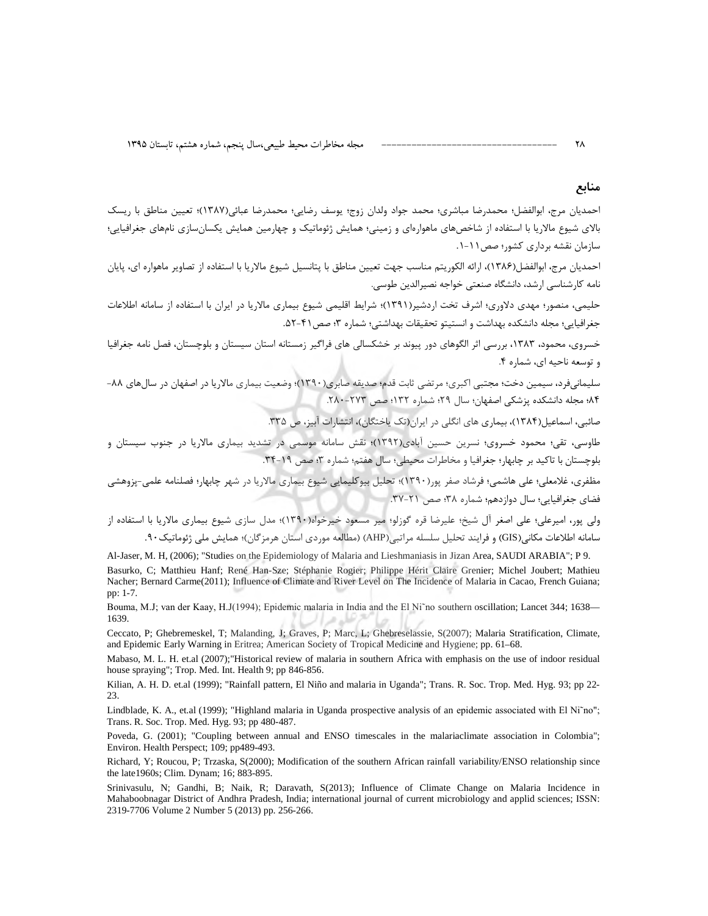## منابع

احمدیان مرج، ابوالفضل؛ محمدرضا مباشری؛ محمد جواد ولدان زوج؛ یوسف رضایی؛ محمدرضا عبائی(۱۳۸۷)؛ تعیین مناطق با ریسک بالای شیوع مالاریا با استفاده از شاخص‌های ماهواره‌ای و زمینی؛ همایش ژئوماتیک و چهارمین همایش یکسان‌سازی نام‌های جغرافیایی؛ سازمان نقشه برداری کشور؛ صص۱۱-۱.

احمدیان مرج، ابوالفضل(۱۳۸۶)، ارائه الکوریتم مناسب جهت تعیین مناطق با پتانسیل شیوع مالاریا با استفاده از تصاویر ماهواره ای، پایان نامه کارشناسی ارشد، دانشگاه صنعتی خواجه نصیرالدین طوسی.

حلیمی، منصور؛ مهدی دلاوری؛ اشرف تخت اردشیر(۱۳۹۱)؛ شرایط اقلیمی شیوع بیماری مالاریا در ایران با استفاده از سامانه اطلاعات جغرافیایی؛ مجله دانشکده بهداشت و انستیتو تحقیقات بهداشتی؛ شماره ۳؛ صص۴۱-۵۲.

خسروی، محمود، ۱۳۸۳، بررسی اثر الگوهای دور پیوند بر خشکسالی های فراگیر زمستانه استان سیستان و بلوچستان، فصل نامه جغرافیا و توسعه ناحیه ای، شماره ۴.

سلیمانی‌فرد، سیمین دخت؛ مجتبی اکبری؛ مرتضی ثابت قدم؛ صدیقه صابری(۱۳۹۰)؛ وضعیت بیماری مالاریا در اصفهان در سال‌های ۸۸-۸۴؛ مجله دانشکده پزشکی اصفهان؛ سال ۲۹؛ شماره ۱۳۲؛ صص ۲۷۳-۲۸۰.

صائبی، اسماعیل(۱۳۸۴)، بیماری های انگلی در ایران(تک یاختگان)، انتشارات آییژ، ص ۳۳۵.

طاوسی، تقی؛ محمود خسروی؛ نسرین حسین آبادی(۱۳۹۲)؛ نقش سامانه موسمی در تشدید بیماری مالاریا در جنوب سیستان و بلوچستان با تاکید بر چابهار؛ جغرافیا و مخاطرات محیطی؛ سال هفتم؛ شماره ۳؛ صص ۱۹-۳۴.

مظفری، غلامعلی؛ علی هاشمی؛ فرشاد صفر پور(۱۳۹۰)؛ تحلیل بیوکلیمایی شیوع بیماری مالاریا در شهر چابهار؛ فصلنامه علمی-پژوهشی فضای جغرافیایی؛ سال دوازدهم؛ شماره ۳۸؛ صص ۲۱-۳۷.

ولی پور، امیرعلی؛ علی اصغر آل شیخ؛ علیرضا قره گوزلو؛ میر مسعود خیرخواه(۱۳۹۰)؛ مدل سازی شیوع بیماری مالاریا با استفاده از سامانه اطلاعات مکانی(GIS) و فرایند تحلیل سلسله مراتبی(AHP) (مطالعه موردی استان هرمزگان)؛ همایش ملی ژئوماتیک۹۰.

Al-Jaser, M. H, (2006); "Studies on the Epidemiology of Malaria and Lieshmaniasis in Jizan Area, SAUDI ARABIA"; P 9.

Basurko, C; Matthieu Hanf; René Han-Sze; Stéphanie Rogier; Philippe Hérit Claire Grenier; Michel Joubert; Mathieu Nacher; Bernard Carme(2011); Influence of Climate and River Level on The Incidence of Malaria in Cacao, French Guiana; pp: 1-7.

Bouma, M.J; van der Kaay, H.J(1994); Epidemic malaria in India and the El Ni˜no southern oscillation; Lancet 344; 1638—1639.

Ceccato, P; Ghebremeskel, T; Malanding, J; Graves, P; Marc, L; Ghebreselassie, S(2007); Malaria Stratification, Climate, and Epidemic Early Warning in Eritrea; American Society of Tropical Medicine and Hygiene; pp. 61–68.

Mabaso, M. L. H. et.al (2007);"Historical review of malaria in southern Africa with emphasis on the use of indoor residual house spraying"; Trop. Med. Int. Health 9; pp 846-856.

Kilian, A. H. D. et.al (1999); "Rainfall pattern, El Niño and malaria in Uganda"; Trans. R. Soc. Trop. Med. Hyg. 93; pp 22-23.

Lindblade, K. A., et.al (1999); "Highland malaria in Uganda prospective analysis of an epidemic associated with El Ni˜no"; Trans. R. Soc. Trop. Med. Hyg. 93; pp 480-487.

Poveda, G. (2001); "Coupling between annual and ENSO timescales in the malariaclimate association in Colombia"; Environ. Health Perspect; 109; pp489-493.

Richard, Y; Roucou, P; Trzaska, S(2000); Modification of the southern African rainfall variability/ENSO relationship since the late1960s; Clim. Dynam; 16; 883-895.

Srinivasulu, N; Gandhi, B; Naik, R; Daravath, S(2013); Influence of Climate Change on Malaria Incidence in Mahaboobnagar District of Andhra Pradesh, India; international journal of current microbiology and applid sciences; ISSN: 2319-7706 Volume 2 Number 5 (2013) pp. 256-266.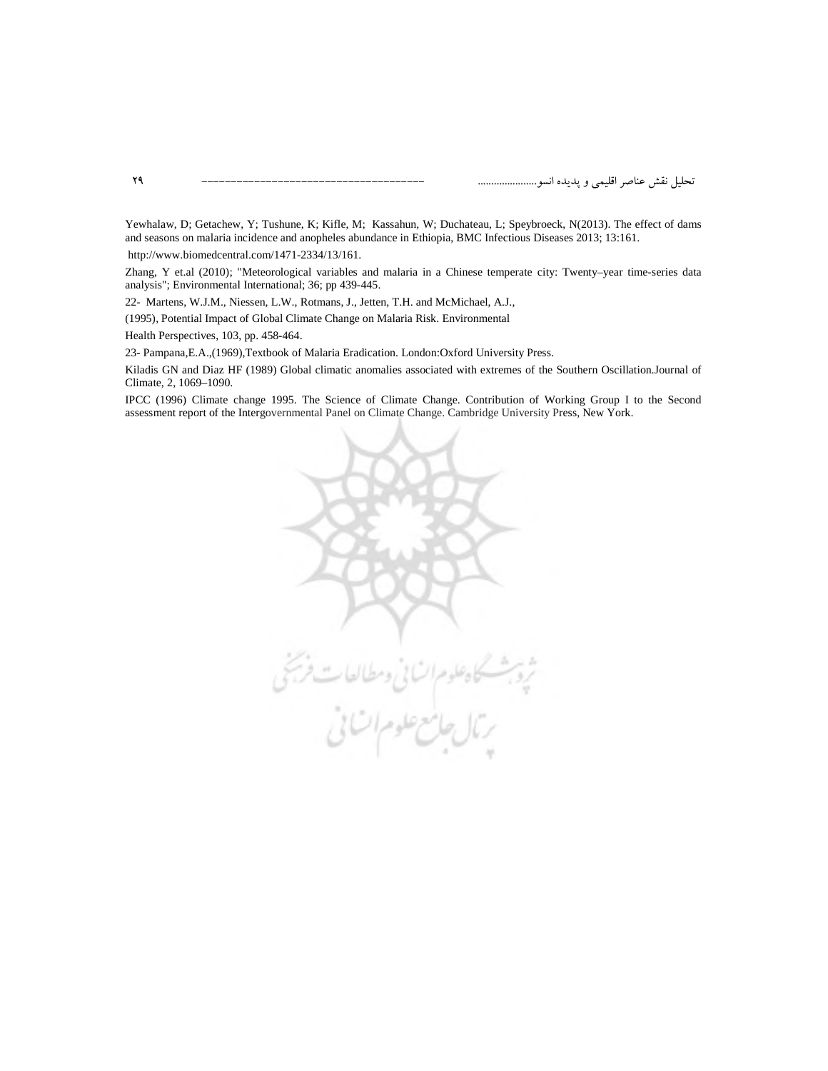Yewhalaw, D; Getachew, Y; Tushune, K; Kifle, M; Kassahun, W; Duchateau, L; Speybroeck, N(2013). The effect of dams and seasons on malaria incidence and anopheles abundance in Ethiopia, BMC Infectious Diseases 2013; 13:161.

http://www.biomedcentral.com/1471-2334/13/161.

Zhang, Y et.al (2010); "Meteorological variables and malaria in a Chinese temperate city: Twenty–year time-series data analysis"; Environmental International; 36; pp 439-445.

22- Martens, W.J.M., Niessen, L.W., Rotmans, J., Jetten, T.H. and McMichael, A.J.,

(1995), Potential Impact of Global Climate Change on Malaria Risk. Environmental

Health Perspectives, 103, pp. 458-464.

23- Pampana,E.A.,(1969),Textbook of Malaria Eradication. London:Oxford University Press.

Kiladis GN and Diaz HF (1989) Global climatic anomalies associated with extremes of the Southern Oscillation.Journal of Climate, 2, 1069–1090.

IPCC (1996) Climate change 1995. The Science of Climate Change. Contribution of Working Group I to the Second assessment report of the Intergovernmental Panel on Climate Change. Cambridge University Press, New York.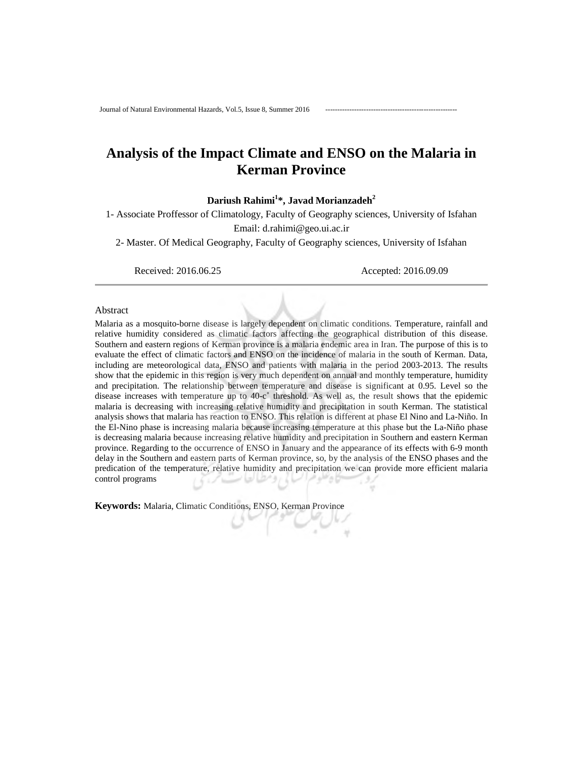# Analysis of the Impact Climate and ENSO on the Malaria in Kerman Province

**Dariush Rahimi[1]*, Javad Morianzadeh[2]**

1- Associate Proffessor of Climatology, Faculty of Geography sciences, University of Isfahan
Email: d.rahimi@geo.ui.ac.ir

2- Master. Of Medical Geography, Faculty of Geography sciences, University of Isfahan

Received: 2016.06.25 Accepted: 2016.09.09

## Abstract

Malaria as a mosquito-borne disease is largely dependent on climatic conditions. Temperature, rainfall and relative humidity considered as climatic factors affecting the geographical distribution of this disease. Southern and eastern regions of Kerman province is a malaria endemic area in Iran. The purpose of this is to evaluate the effect of climatic factors and ENSO on the incidence of malaria in the south of Kerman. Data, including are meteorological data, ENSO and patients with malaria in the period 2003-2013. The results show that the epidemic in this region is very much dependent on annual and monthly temperature, humidity and precipitation. The relationship between temperature and disease is significant at 0.95. Level so the disease increases with temperature up to 40-c˚ threshold. As well as, the result shows that the epidemic malaria is decreasing with increasing relative humidity and precipitation in south Kerman. The statistical analysis shows that malaria has reaction to ENSO. This relation is different at phase El Nino and La-Niño. In the El-Nino phase is increasing malaria because increasing temperature at this phase but the La-Niño phase is decreasing malaria because increasing relative humidity and precipitation in Southern and eastern Kerman province. Regarding to the occurrence of ENSO in January and the appearance of its effects with 6-9 month delay in the Southern and eastern parts of Kerman province, so, by the analysis of the ENSO phases and the predication of the temperature, relative humidity and precipitation we can provide more efficient malaria control programs

**Keywords:** Malaria, Climatic Conditions, ENSO, Kerman Province